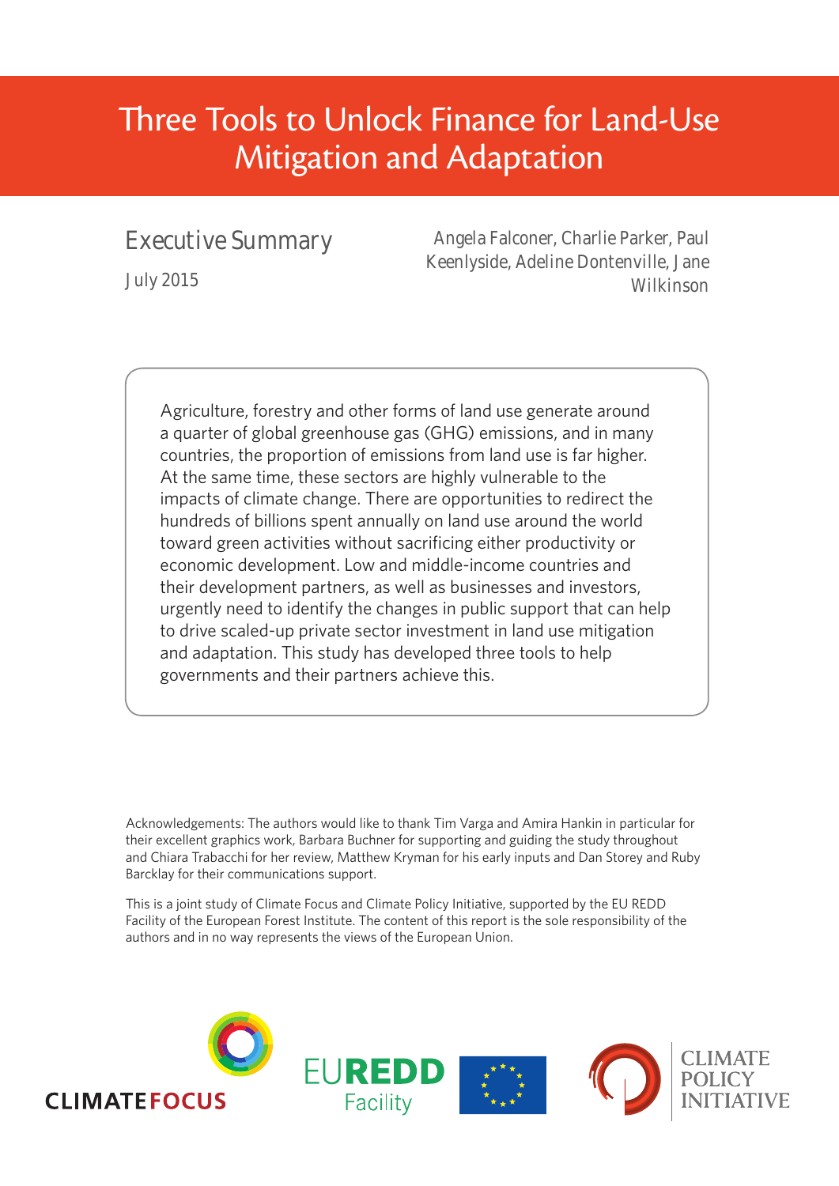# Three Tools to Unlock Finance for Land-Use Mitigation and Adaptation

## Executive Summary

July 2015

Angela Falconer, Charlie Parker, Paul Keenlyside, Adeline Dontenville, Jane Wilkinson

Agriculture, forestry and other forms of land use generate around a quarter of global greenhouse gas (GHG) emissions, and in many countries, the proportion of emissions from land use is far higher. At the same time, these sectors are highly vulnerable to the impacts of climate change. There are opportunities to redirect the hundreds of billions spent annually on land use around the world toward green activities without sacrificing either productivity or economic development. Low and middle-income countries and their development partners, as well as businesses and investors, urgently need to identify the changes in public support that can help to drive scaled-up private sector investment in land use mitigation and adaptation. This study has developed three tools to help governments and their partners achieve this.

Acknowledgements: The authors would like to thank Tim Varga and Amira Hankin in particular for their excellent graphics work, Barbara Buchner for supporting and guiding the study throughout and Chiara Trabacchi for her review, Matthew Kryman for his early inputs and Dan Storey and Ruby Barcklay for their communications support.

This is a joint study of Climate Focus and Climate Policy Initiative, supported by the EU REDD Facility of the European Forest Institute. The content of this report is the sole responsibility of the authors and in no way represents the views of the European Union.

CLIMATEFOCUS | EUREDD Facility | CLIMATE POLICY INITIATIVE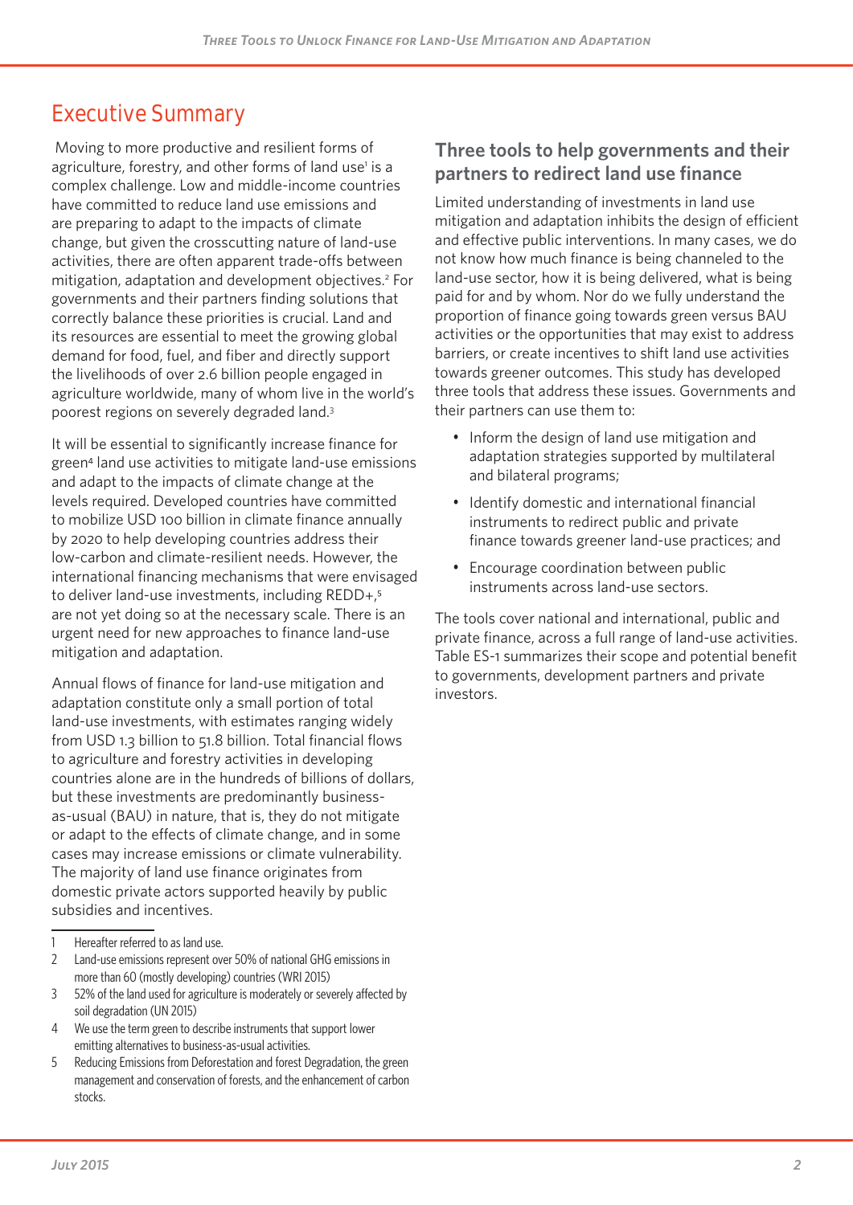# Executive Summary

Moving to more productive and resilient forms of agriculture, forestry, and other forms of land use[1] is a complex challenge. Low and middle-income countries have committed to reduce land use emissions and are preparing to adapt to the impacts of climate change, but given the crosscutting nature of land-use activities, there are often apparent trade-offs between mitigation, adaptation and development objectives.[2] For governments and their partners finding solutions that correctly balance these priorities is crucial. Land and its resources are essential to meet the growing global demand for food, fuel, and fiber and directly support the livelihoods of over 2.6 billion people engaged in agriculture worldwide, many of whom live in the world's poorest regions on severely degraded land.[3]

It will be essential to significantly increase finance for green[4] land use activities to mitigate land-use emissions and adapt to the impacts of climate change at the levels required. Developed countries have committed to mobilize USD 100 billion in climate finance annually by 2020 to help developing countries address their low-carbon and climate-resilient needs. However, the international financing mechanisms that were envisaged to deliver land-use investments, including REDD+,[5] are not yet doing so at the necessary scale. There is an urgent need for new approaches to finance land-use mitigation and adaptation.

Annual flows of finance for land-use mitigation and adaptation constitute only a small portion of total land-use investments, with estimates ranging widely from USD 1.3 billion to 51.8 billion. Total financial flows to agriculture and forestry activities in developing countries alone are in the hundreds of billions of dollars, but these investments are predominantly business-as-usual (BAU) in nature, that is, they do not mitigate or adapt to the effects of climate change, and in some cases may increase emissions or climate vulnerability. The majority of land use finance originates from domestic private actors supported heavily by public subsidies and incentives.

1 Hereafter referred to as land use.

2 Land-use emissions represent over 50% of national GHG emissions in more than 60 (mostly developing) countries (WRI 2015)

3 52% of the land used for agriculture is moderately or severely affected by soil degradation (UN 2015)

4 We use the term green to describe instruments that support lower emitting alternatives to business-as-usual activities.

5 Reducing Emissions from Deforestation and forest Degradation, the green management and conservation of forests, and the enhancement of carbon stocks.

## Three tools to help governments and their partners to redirect land use finance

Limited understanding of investments in land use mitigation and adaptation inhibits the design of efficient and effective public interventions. In many cases, we do not know how much finance is being channeled to the land-use sector, how it is being delivered, what is being paid for and by whom. Nor do we fully understand the proportion of finance going towards green versus BAU activities or the opportunities that may exist to address barriers, or create incentives to shift land use activities towards greener outcomes. This study has developed three tools that address these issues. Governments and their partners can use them to:

- Inform the design of land use mitigation and adaptation strategies supported by multilateral and bilateral programs;
- Identify domestic and international financial instruments to redirect public and private finance towards greener land-use practices; and
- Encourage coordination between public instruments across land-use sectors.

The tools cover national and international, public and private finance, across a full range of land-use activities. Table ES-1 summarizes their scope and potential benefit to governments, development partners and private investors.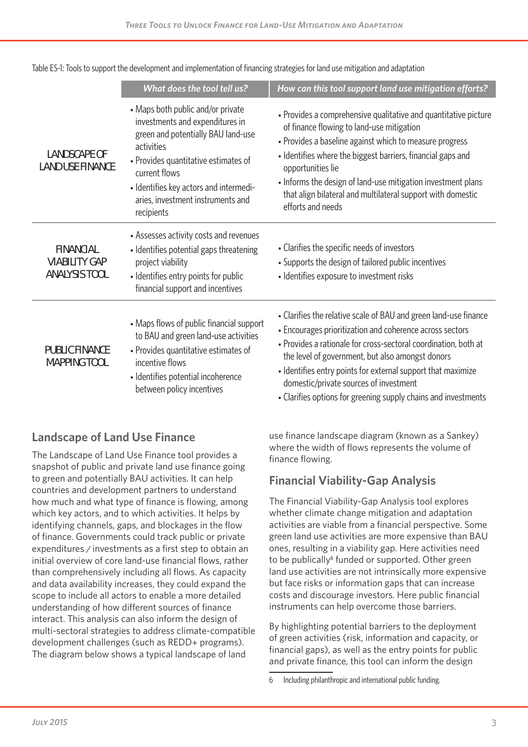Table ES-1: Tools to support the development and implementation of financing strategies for land use mitigation and adaptation

| | What does the tool tell us? | How can this tool support land use mitigation efforts? |
|---|---|---|
| LANDSCAPE OF LAND USE FINANCE | • Maps both public and/or private investments and expenditures in green and potentially BAU land-use activities<br>• Provides quantitative estimates of current flows<br>• Identifies key actors and intermediaries, investment instruments and recipients | • Provides a comprehensive qualitative and quantitative picture of finance flowing to land-use mitigation<br>• Provides a baseline against which to measure progress<br>• Identifies where the biggest barriers, financial gaps and opportunities lie<br>• Informs the design of land-use mitigation investment plans that align bilateral and multilateral support with domestic efforts and needs |
| FINANCIAL VIABILITY GAP ANALYSIS TOOL | • Assesses activity costs and revenues<br>• Identifies potential gaps threatening project viability<br>• Identifies entry points for public financial support and incentives | • Clarifies the specific needs of investors<br>• Supports the design of tailored public incentives<br>• Identifies exposure to investment risks |
| PUBLIC FINANCE MAPPING TOOL | • Maps flows of public financial support to BAU and green land-use activities<br>• Provides quantitative estimates of incentive flows<br>• Identifies potential incoherence between policy incentives | • Clarifies the relative scale of BAU and green land-use finance<br>• Encourages prioritization and coherence across sectors<br>• Provides a rationale for cross-sectoral coordination, both at the level of government, but also amongst donors<br>• Identifies entry points for external support that maximize domestic/private sources of investment<br>• Clarifies options for greening supply chains and investments |

## Landscape of Land Use Finance

The Landscape of Land Use Finance tool provides a snapshot of public and private land use finance going to green and potentially BAU activities. It can help countries and development partners to understand how much and what type of finance is flowing, among which key actors, and to which activities. It helps by identifying channels, gaps, and blockages in the flow of finance. Governments could track public or private expenditures / investments as a first step to obtain an initial overview of core land-use financial flows, rather than comprehensively including all flows. As capacity and data availability increases, they could expand the scope to include all actors to enable a more detailed understanding of how different sources of finance interact. This analysis can also inform the design of multi-sectoral strategies to address climate-compatible development challenges (such as REDD+ programs). The diagram below shows a typical landscape of land use finance landscape diagram (known as a Sankey) where the width of flows represents the volume of finance flowing.

## Financial Viability-Gap Analysis

The Financial Viability-Gap Analysis tool explores whether climate change mitigation and adaptation activities are viable from a financial perspective. Some green land use activities are more expensive than BAU ones, resulting in a viability gap. Here activities need to be publically[6] funded or supported. Other green land use activities are not intrinsically more expensive but face risks or information gaps that can increase costs and discourage investors. Here public financial instruments can help overcome those barriers.

By highlighting potential barriers to the deployment of green activities (risk, information and capacity, or financial gaps), as well as the entry points for public and private finance, this tool can inform the design

6 Including philanthropic and international public funding.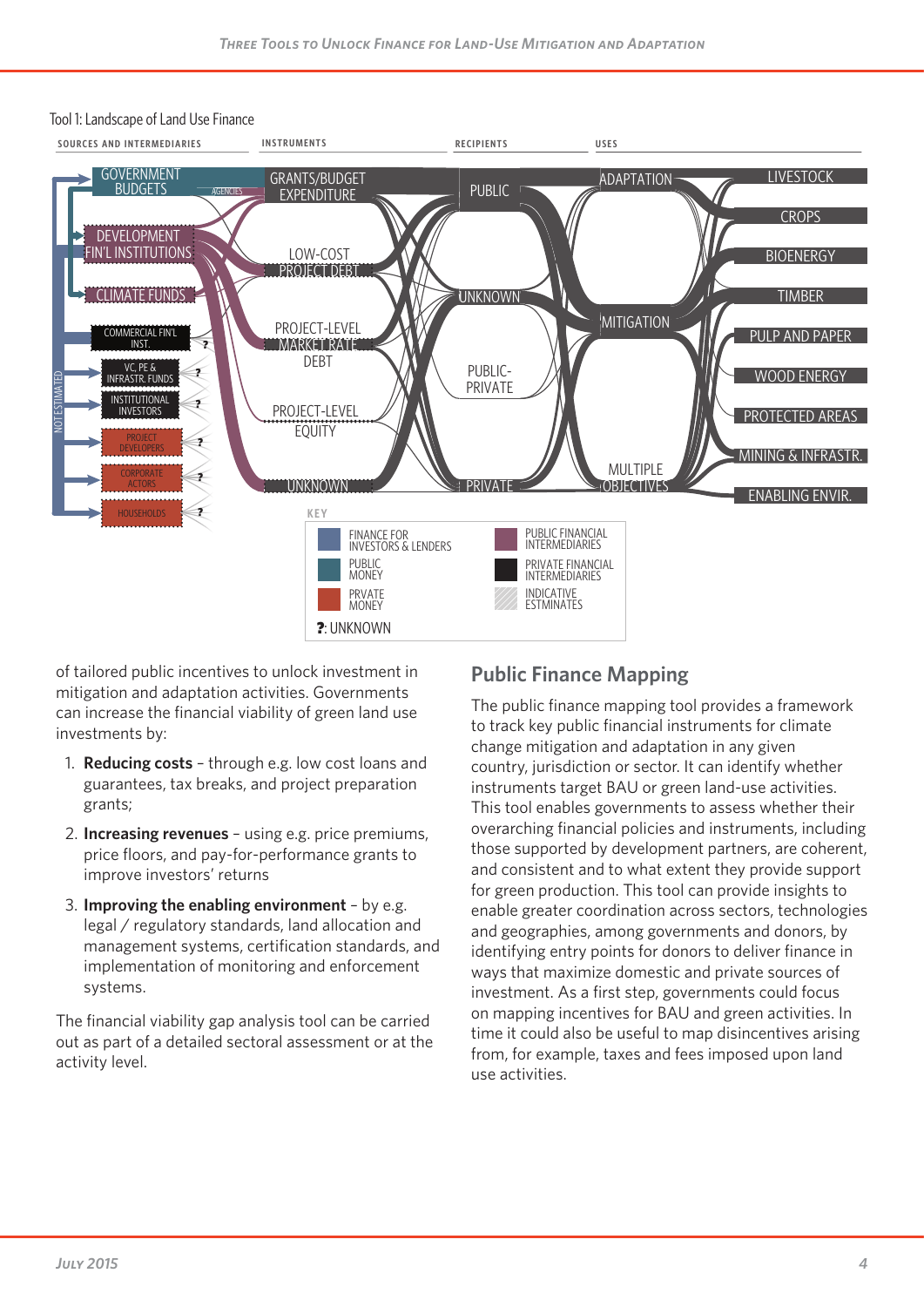Tool 1: Landscape of Land Use Finance

| SOURCES AND INTERMEDIARIES | INSTRUMENTS | RECIPIENTS | USES | |
|---|---|---|---|---|
| GOVERNMENT BUDGETS | GRANTS/BUDGET EXPENDITURE | PUBLIC | ADAPTATION | LIVESTOCK |
| DEVELOPMENT FIN'L INSTITUTIONS | LOW-COST PROJECT DEBT | UNKNOWN | MITIGATION | CROPS |
| CLIMATE FUNDS | PROJECT-LEVEL MARKET RATE DEBT | PUBLIC-PRIVATE | MULTIPLE OBJECTIVES | BIOENERGY |
| COMMERCIAL FIN'L INST. | PROJECT-LEVEL EQUITY | PRIVATE | | TIMBER |
| VC, PE & INFRASTR. FUNDS | UNKNOWN | | | PULP AND PAPER |
| INSTITUTIONAL INVESTORS | | | | WOOD ENERGY |
| PROJECT DEVELOPERS | | | | PROTECTED AREAS |
| CORPORATE ACTORS | | | | MINING & INFRASTR. |
| HOUSEHOLDS | | | | ENABLING ENVIR. |

AGENCIES

NOT ESTIMATED

KEY

- FINANCE FOR INVESTORS & LENDERS
- PUBLIC MONEY
- PRVATE MONEY
- PUBLIC FINANCIAL INTERMEDIARIES
- PRIVATE FINANCIAL INTERMEDIARIES
- INDICATIVE ESTMINATES
- ?: UNKNOWN

of tailored public incentives to unlock investment in mitigation and adaptation activities. Governments can increase the financial viability of green land use investments by:

1. **Reducing costs** – through e.g. low cost loans and guarantees, tax breaks, and project preparation grants;
2. **Increasing revenues** – using e.g. price premiums, price floors, and pay-for-performance grants to improve investors' returns
3. **Improving the enabling environment** – by e.g. legal / regulatory standards, land allocation and management systems, certification standards, and implementation of monitoring and enforcement systems.

The financial viability gap analysis tool can be carried out as part of a detailed sectoral assessment or at the activity level.

## Public Finance Mapping

The public finance mapping tool provides a framework to track key public financial instruments for climate change mitigation and adaptation in any given country, jurisdiction or sector. It can identify whether instruments target BAU or green land-use activities. This tool enables governments to assess whether their overarching financial policies and instruments, including those supported by development partners, are coherent, and consistent and to what extent they provide support for green production. This tool can provide insights to enable greater coordination across sectors, technologies and geographies, among governments and donors, by identifying entry points for donors to deliver finance in ways that maximize domestic and private sources of investment. As a first step, governments could focus on mapping incentives for BAU and green activities. In time it could also be useful to map disincentives arising from, for example, taxes and fees imposed upon land use activities.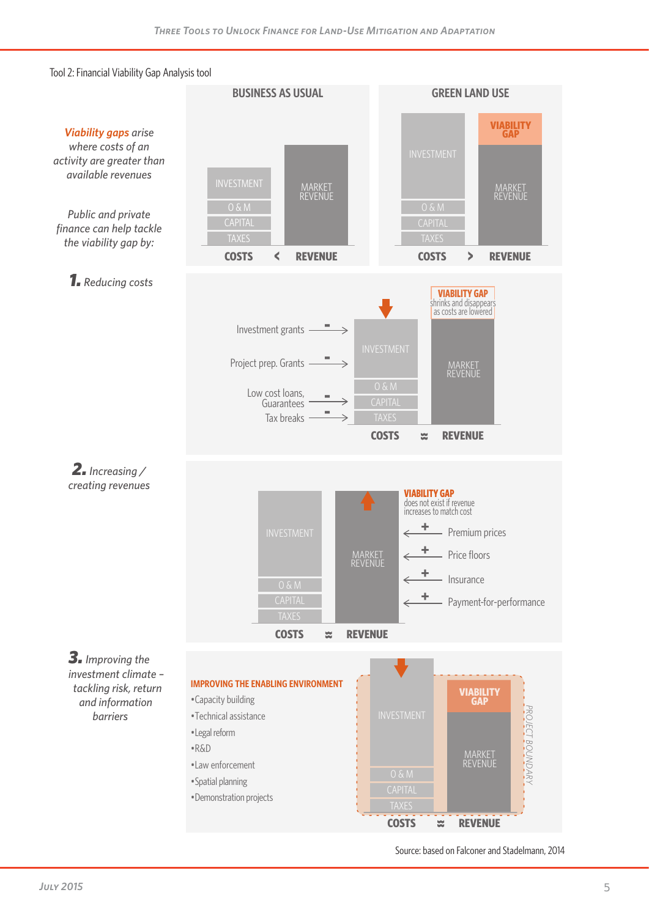Tool 2: Financial Viability Gap Analysis tool

*Viability gaps arise where costs of an activity are greater than available revenues*

*Public and private finance can help tackle the viability gap by:*

**BUSINESS AS USUAL**

INVESTMENT
O & M
CAPITAL
TAXES
MARKET REVENUE

COSTS < REVENUE

**GREEN LAND USE**

INVESTMENT
O & M
CAPITAL
TAXES
VIABILITY GAP
MARKET REVENUE

COSTS > REVENUE

**1.** *Reducing costs*

- Investment grants
- Project prep. Grants
- Low cost loans, Guarantees
- Tax breaks

**VIABILITY GAP** shrinks and disappears as costs are lowered

COSTS ≈ REVENUE

**2.** *Increasing / creating revenues*

**VIABILITY GAP** does not exist if revenue increases to match cost

+ Premium prices
+ Price floors
+ Insurance
+ Payment-for-performance

COSTS ≈ REVENUE

**3.** *Improving the investment climate – tackling risk, return and information barriers*

**IMPROVING THE ENABLING ENVIRONMENT**

- Capacity building
- Technical assistance
- Legal reform
- R&D
- Law enforcement
- Spatial planning
- Demonstration projects

PROJECT BOUNDARY

COSTS ≈ REVENUE

Source: based on Falconer and Stadelmann, 2014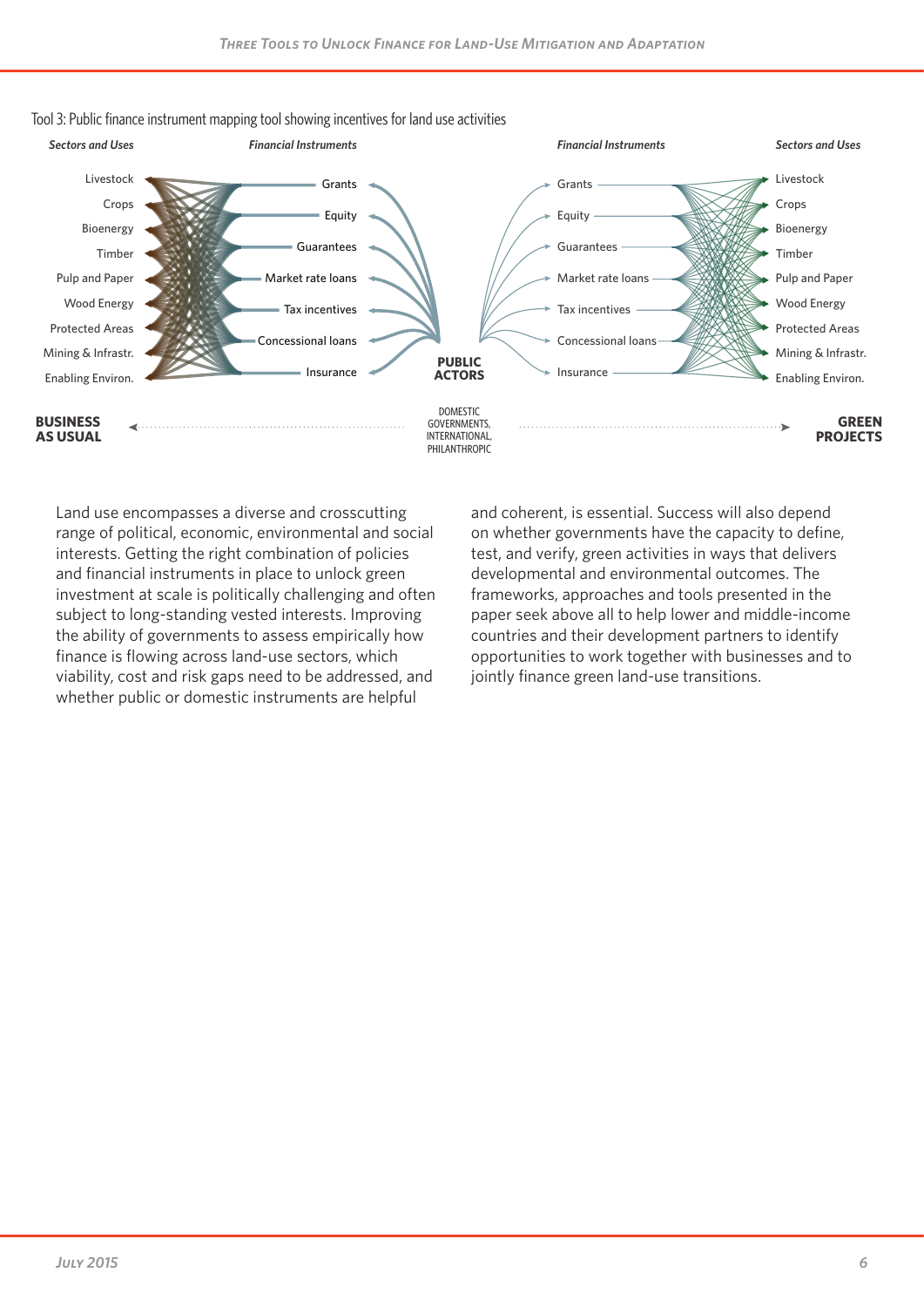Tool 3: Public finance instrument mapping tool showing incentives for land use activities

Sectors and Uses

Livestock
Crops
Bioenergy
Timber
Pulp and Paper
Wood Energy
Protected Areas
Mining & Infrastr.
Enabling Environ.

Financial Instruments

Grants
Equity
Guarantees
Market rate loans
Tax incentives
Concessional loans
Insurance

PUBLIC ACTORS

DOMESTIC GOVERNMENTS, INTERNATIONAL, PHILANTHROPIC

Financial Instruments

Grants
Equity
Guarantees
Market rate loans
Tax incentives
Concessional loans
Insurance

Sectors and Uses

Livestock
Crops
Bioenergy
Timber
Pulp and Paper
Wood Energy
Protected Areas
Mining & Infrastr.
Enabling Environ.

BUSINESS AS USUAL

GREEN PROJECTS

Land use encompasses a diverse and crosscutting range of political, economic, environmental and social interests. Getting the right combination of policies and financial instruments in place to unlock green investment at scale is politically challenging and often subject to long-standing vested interests. Improving the ability of governments to assess empirically how finance is flowing across land-use sectors, which viability, cost and risk gaps need to be addressed, and whether public or domestic instruments are helpful and coherent, is essential. Success will also depend on whether governments have the capacity to define, test, and verify, green activities in ways that delivers developmental and environmental outcomes. The frameworks, approaches and tools presented in the paper seek above all to help lower and middle-income countries and their development partners to identify opportunities to work together with businesses and to jointly finance green land-use transitions.